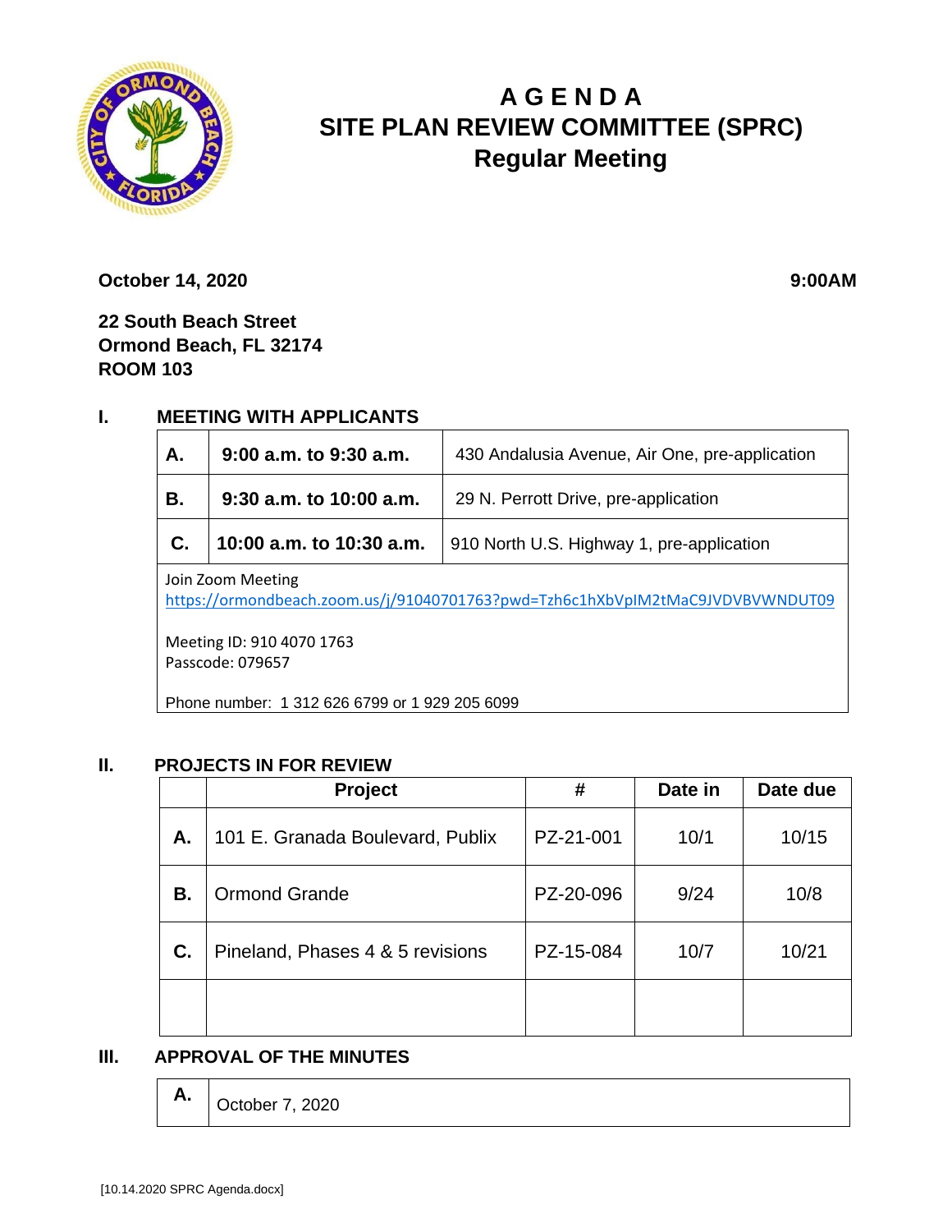# A G E N D A
# SITE PLAN REVIEW COMMITTEE (SPRC)
## Regular Meeting

**October 14, 2020** **9:00AM**

**22 South Beach Street**
**Ormond Beach, FL 32174**
**ROOM 103**

## I. MEETING WITH APPLICANTS

| | | |
|---|---|---|
| **A.** | **9:00 a.m. to 9:30 a.m.** | 430 Andalusia Avenue, Air One, pre-application |
| **B.** | **9:30 a.m. to 10:00 a.m.** | 29 N. Perrott Drive, pre-application |
| **C.** | **10:00 a.m. to 10:30 a.m.** | 910 North U.S. Highway 1, pre-application |

Join Zoom Meeting
https://ormondbeach.zoom.us/j/91040701763?pwd=Tzh6c1hXbVpIM2tMaC9JVDVBVWNDUT09

Meeting ID: 910 4070 1763
Passcode: 079657

Phone number: 1 312 626 6799 or 1 929 205 6099

## II. PROJECTS IN FOR REVIEW

| | Project | # | Date in | Date due |
|---|---|---|---|---|
| **A.** | 101 E. Granada Boulevard, Publix | PZ-21-001 | 10/1 | 10/15 |
| **B.** | Ormond Grande | PZ-20-096 | 9/24 | 10/8 |
| **C.** | Pineland, Phases 4 & 5 revisions | PZ-15-084 | 10/7 | 10/21 |
| | | | | |

## III. APPROVAL OF THE MINUTES

| | |
|---|---|
| **A.** | October 7, 2020 |

[10.14.2020 SPRC Agenda.docx]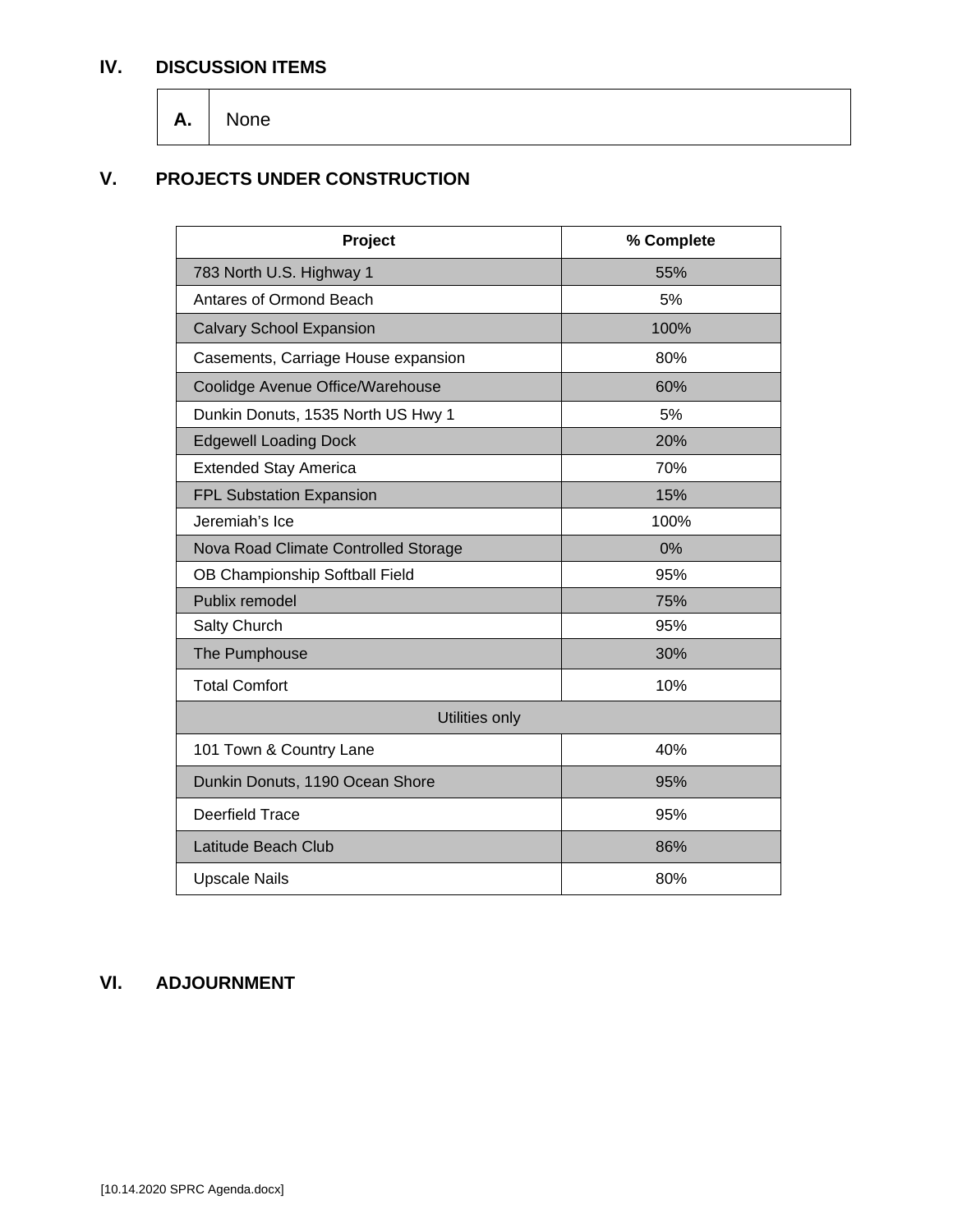## IV. DISCUSSION ITEMS

| | |
|---|---|
| **A.** | None |

## V. PROJECTS UNDER CONSTRUCTION

| Project | % Complete |
|---|---|
| 783 North U.S. Highway 1 | 55% |
| Antares of Ormond Beach | 5% |
| Calvary School Expansion | 100% |
| Casements, Carriage House expansion | 80% |
| Coolidge Avenue Office/Warehouse | 60% |
| Dunkin Donuts, 1535 North US Hwy 1 | 5% |
| Edgewell Loading Dock | 20% |
| Extended Stay America | 70% |
| FPL Substation Expansion | 15% |
| Jeremiah's Ice | 100% |
| Nova Road Climate Controlled Storage | 0% |
| OB Championship Softball Field | 95% |
| Publix remodel | 75% |
| Salty Church | 95% |
| The Pumphouse | 30% |
| Total Comfort | 10% |
| Utilities only | |
| 101 Town & Country Lane | 40% |
| Dunkin Donuts, 1190 Ocean Shore | 95% |
| Deerfield Trace | 95% |
| Latitude Beach Club | 86% |
| Upscale Nails | 80% |

## VI. ADJOURNMENT

[10.14.2020 SPRC Agenda.docx]